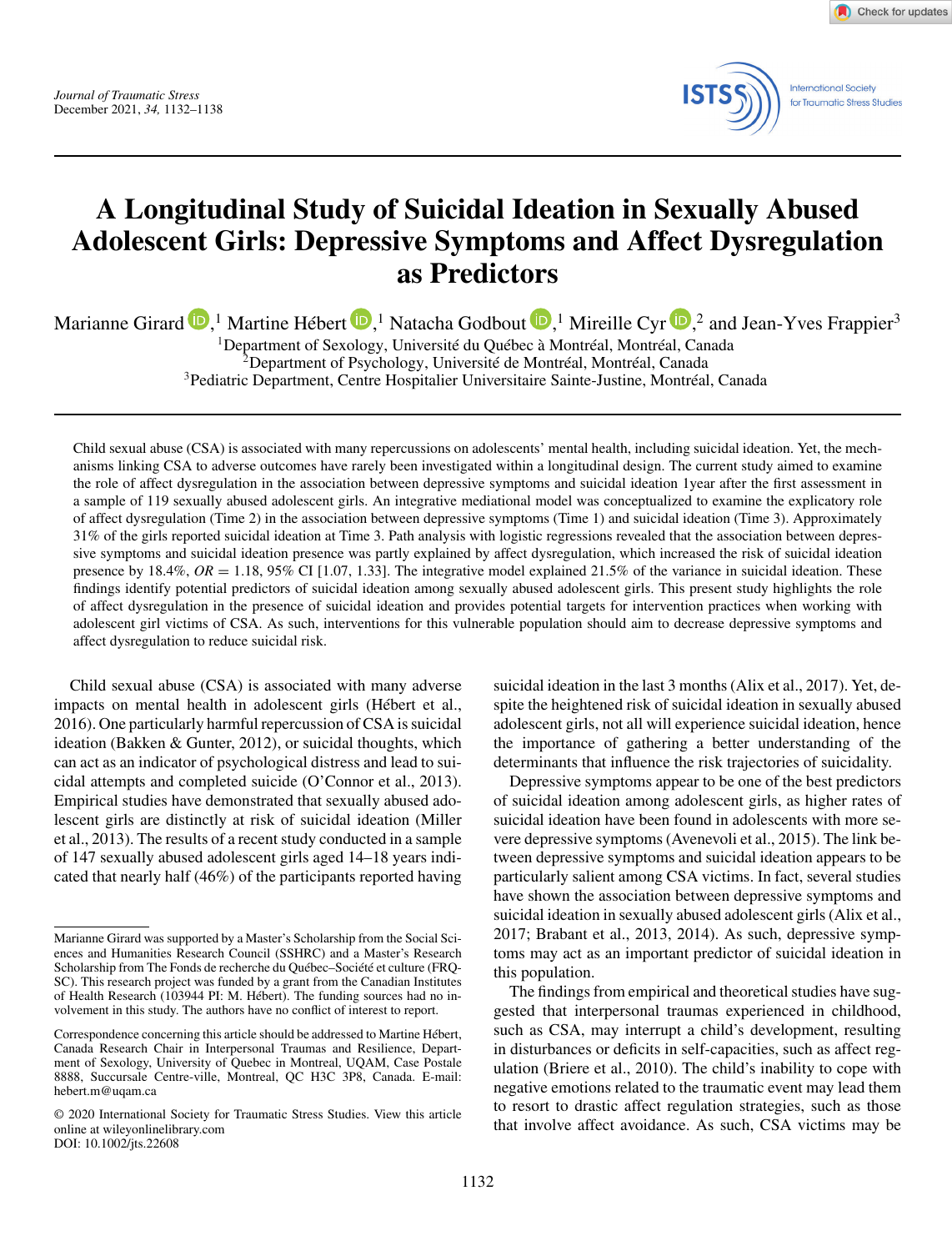# A Longitudinal Study of Suicidal Ideation in Sexually Abused Adolescent Girls: Depressive Symptoms and Affect Dysregulation as Predictors

Marianne Girard,[1] Martine Hébert,[1] Natacha Godbout,[1] Mireille Cyr,[2] and Jean-Yves Frappier[3]

[1]Department of Sexology, Université du Québec à Montréal, Montréal, Canada
[2]Department of Psychology, Université de Montréal, Montréal, Canada
[3]Pediatric Department, Centre Hospitalier Universitaire Sainte-Justine, Montréal, Canada

Child sexual abuse (CSA) is associated with many repercussions on adolescents' mental health, including suicidal ideation. Yet, the mechanisms linking CSA to adverse outcomes have rarely been investigated within a longitudinal design. The current study aimed to examine the role of affect dysregulation in the association between depressive symptoms and suicidal ideation 1year after the first assessment in a sample of 119 sexually abused adolescent girls. An integrative mediational model was conceptualized to examine the explicatory role of affect dysregulation (Time 2) in the association between depressive symptoms (Time 1) and suicidal ideation (Time 3). Approximately 31% of the girls reported suicidal ideation at Time 3. Path analysis with logistic regressions revealed that the association between depressive symptoms and suicidal ideation presence was partly explained by affect dysregulation, which increased the risk of suicidal ideation presence by 18.4%, $OR = 1.18$, 95% CI [1.07, 1.33]. The integrative model explained 21.5% of the variance in suicidal ideation. These findings identify potential predictors of suicidal ideation among sexually abused adolescent girls. This present study highlights the role of affect dysregulation in the presence of suicidal ideation and provides potential targets for intervention practices when working with adolescent girl victims of CSA. As such, interventions for this vulnerable population should aim to decrease depressive symptoms and affect dysregulation to reduce suicidal risk.

Child sexual abuse (CSA) is associated with many adverse impacts on mental health in adolescent girls (Hébert et al., 2016). One particularly harmful repercussion of CSA is suicidal ideation (Bakken & Gunter, 2012), or suicidal thoughts, which can act as an indicator of psychological distress and lead to suicidal attempts and completed suicide (O'Connor et al., 2013). Empirical studies have demonstrated that sexually abused adolescent girls are distinctly at risk of suicidal ideation (Miller et al., 2013). The results of a recent study conducted in a sample of 147 sexually abused adolescent girls aged 14–18 years indicated that nearly half (46%) of the participants reported having suicidal ideation in the last 3 months (Alix et al., 2017). Yet, despite the heightened risk of suicidal ideation in sexually abused adolescent girls, not all will experience suicidal ideation, hence the importance of gathering a better understanding of the determinants that influence the risk trajectories of suicidality.

Depressive symptoms appear to be one of the best predictors of suicidal ideation among adolescent girls, as higher rates of suicidal ideation have been found in adolescents with more severe depressive symptoms (Avenevoli et al., 2015). The link between depressive symptoms and suicidal ideation appears to be particularly salient among CSA victims. In fact, several studies have shown the association between depressive symptoms and suicidal ideation in sexually abused adolescent girls (Alix et al., 2017; Brabant et al., 2013, 2014). As such, depressive symptoms may act as an important predictor of suicidal ideation in this population.

The findings from empirical and theoretical studies have suggested that interpersonal traumas experienced in childhood, such as CSA, may interrupt a child's development, resulting in disturbances or deficits in self-capacities, such as affect regulation (Briere et al., 2010). The child's inability to cope with negative emotions related to the traumatic event may lead them to resort to drastic affect regulation strategies, such as those that involve affect avoidance. As such, CSA victims may be

---

Marianne Girard was supported by a Master's Scholarship from the Social Sciences and Humanities Research Council (SSHRC) and a Master's Research Scholarship from The Fonds de recherche du Québec–Société et culture (FRQ-SC). This research project was funded by a grant from the Canadian Institutes of Health Research (103944 PI: M. Hébert). The funding sources had no involvement in this study. The authors have no conflict of interest to report.

Correspondence concerning this article should be addressed to Martine Hébert, Canada Research Chair in Interpersonal Traumas and Resilience, Department of Sexology, University of Quebec in Montreal, UQAM, Case Postale 8888, Succursale Centre-ville, Montreal, QC H3C 3P8, Canada. E-mail: hebert.m@uqam.ca

© 2020 International Society for Traumatic Stress Studies. View this article online at wileyonlinelibrary.com
DOI: 10.1002/jts.22608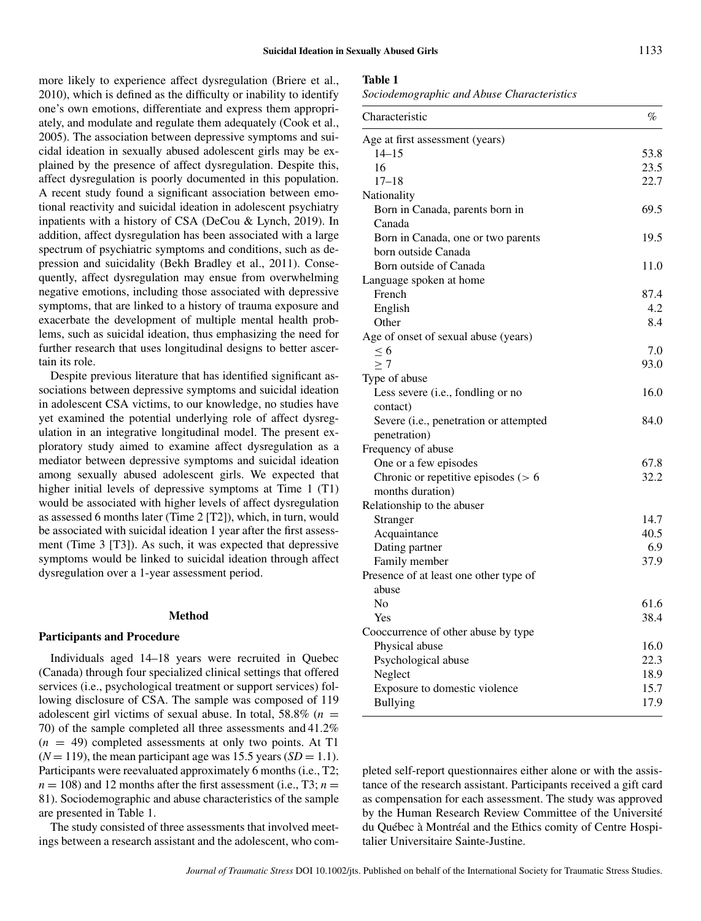more likely to experience affect dysregulation (Briere et al., 2010), which is defined as the difficulty or inability to identify one's own emotions, differentiate and express them appropriately, and modulate and regulate them adequately (Cook et al., 2005). The association between depressive symptoms and suicidal ideation in sexually abused adolescent girls may be explained by the presence of affect dysregulation. Despite this, affect dysregulation is poorly documented in this population. A recent study found a significant association between emotional reactivity and suicidal ideation in adolescent psychiatry inpatients with a history of CSA (DeCou & Lynch, 2019). In addition, affect dysregulation has been associated with a large spectrum of psychiatric symptoms and conditions, such as depression and suicidality (Bekh Bradley et al., 2011). Consequently, affect dysregulation may ensue from overwhelming negative emotions, including those associated with depressive symptoms, that are linked to a history of trauma exposure and exacerbate the development of multiple mental health problems, such as suicidal ideation, thus emphasizing the need for further research that uses longitudinal designs to better ascertain its role.

Despite previous literature that has identified significant associations between depressive symptoms and suicidal ideation in adolescent CSA victims, to our knowledge, no studies have yet examined the potential underlying role of affect dysregulation in an integrative longitudinal model. The present exploratory study aimed to examine affect dysregulation as a mediator between depressive symptoms and suicidal ideation among sexually abused adolescent girls. We expected that higher initial levels of depressive symptoms at Time 1 (T1) would be associated with higher levels of affect dysregulation as assessed 6 months later (Time 2 [T2]), which, in turn, would be associated with suicidal ideation 1 year after the first assessment (Time 3 [T3]). As such, it was expected that depressive symptoms would be linked to suicidal ideation through affect dysregulation over a 1-year assessment period.

## Method

### Participants and Procedure

Individuals aged 14–18 years were recruited in Quebec (Canada) through four specialized clinical settings that offered services (i.e., psychological treatment or support services) following disclosure of CSA. The sample was composed of 119 adolescent girl victims of sexual abuse. In total, 58.8% ($n$ = 70) of the sample completed all three assessments and 41.2% ($n$ = 49) completed assessments at only two points. At T1 ($N$ = 119), the mean participant age was 15.5 years ($SD$ = 1.1). Participants were reevaluated approximately 6 months (i.e., T2; $n$ = 108) and 12 months after the first assessment (i.e., T3; $n$ = 81). Sociodemographic and abuse characteristics of the sample are presented in Table 1.

The study consisted of three assessments that involved meetings between a research assistant and the adolescent, who completed self-report questionnaires either alone or with the assistance of the research assistant. Participants received a gift card as compensation for each assessment. The study was approved by the Human Research Review Committee of the Université du Québec à Montréal and the Ethics comity of Centre Hospitalier Universitaire Sainte-Justine.

**Table 1**

*Sociodemographic and Abuse Characteristics*

| Characteristic | % |
|---|---|
| Age at first assessment (years) | |
| 14–15 | 53.8 |
| 16 | 23.5 |
| 17–18 | 22.7 |
| Nationality | |
| Born in Canada, parents born in Canada | 69.5 |
| Born in Canada, one or two parents born outside Canada | 19.5 |
| Born outside of Canada | 11.0 |
| Language spoken at home | |
| French | 87.4 |
| English | 4.2 |
| Other | 8.4 |
| Age of onset of sexual abuse (years) | |
| $\leq 6$ | 7.0 |
| $\geq 7$ | 93.0 |
| Type of abuse | |
| Less severe (i.e., fondling or no contact) | 16.0 |
| Severe (i.e., penetration or attempted penetration) | 84.0 |
| Frequency of abuse | |
| One or a few episodes | 67.8 |
| Chronic or repetitive episodes (> 6 months duration) | 32.2 |
| Relationship to the abuser | |
| Stranger | 14.7 |
| Acquaintance | 40.5 |
| Dating partner | 6.9 |
| Family member | 37.9 |
| Presence of at least one other type of abuse | |
| No | 61.6 |
| Yes | 38.4 |
| Cooccurrence of other abuse by type | |
| Physical abuse | 16.0 |
| Psychological abuse | 22.3 |
| Neglect | 18.9 |
| Exposure to domestic violence | 15.7 |
| Bullying | 17.9 |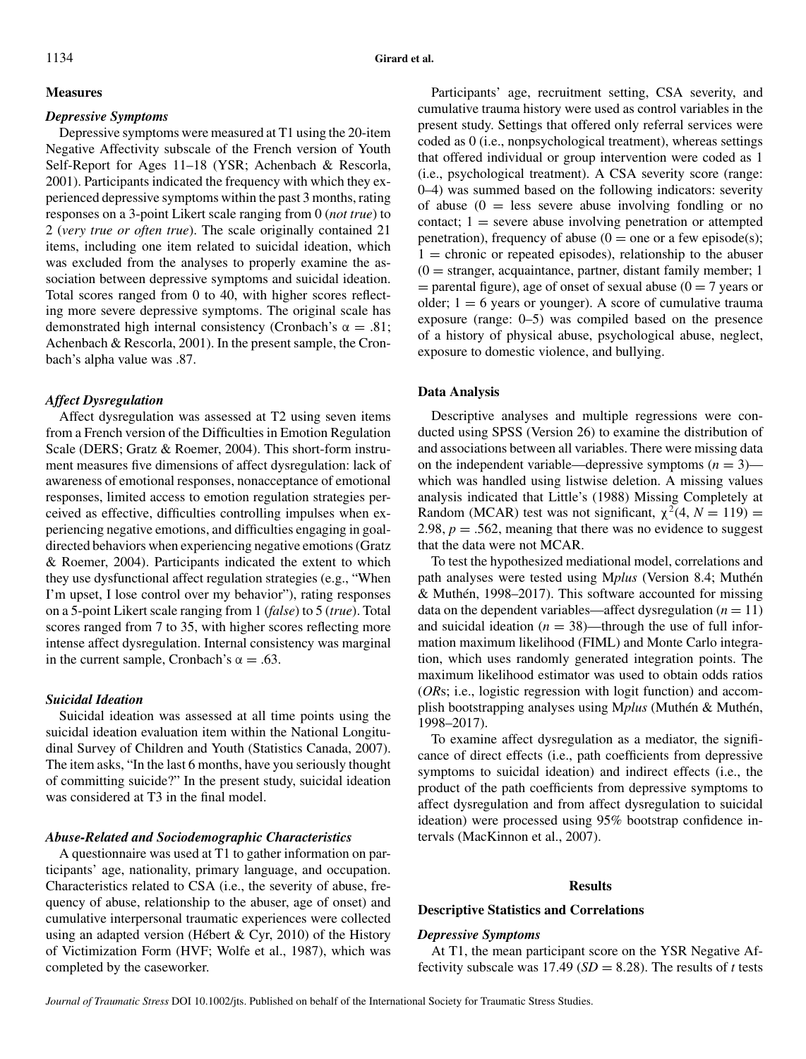## Measures

### *Depressive Symptoms*

Depressive symptoms were measured at T1 using the 20-item Negative Affectivity subscale of the French version of Youth Self-Report for Ages 11–18 (YSR; Achenbach & Rescorla, 2001). Participants indicated the frequency with which they experienced depressive symptoms within the past 3 months, rating responses on a 3-point Likert scale ranging from 0 (*not true*) to 2 (*very true or often true*). The scale originally contained 21 items, including one item related to suicidal ideation, which was excluded from the analyses to properly examine the association between depressive symptoms and suicidal ideation. Total scores ranged from 0 to 40, with higher scores reflecting more severe depressive symptoms. The original scale has demonstrated high internal consistency (Cronbach's $\alpha = .81$; Achenbach & Rescorla, 2001). In the present sample, the Cronbach's alpha value was .87.

### *Affect Dysregulation*

Affect dysregulation was assessed at T2 using seven items from a French version of the Difficulties in Emotion Regulation Scale (DERS; Gratz & Roemer, 2004). This short-form instrument measures five dimensions of affect dysregulation: lack of awareness of emotional responses, nonacceptance of emotional responses, limited access to emotion regulation strategies perceived as effective, difficulties controlling impulses when experiencing negative emotions, and difficulties engaging in goal-directed behaviors when experiencing negative emotions (Gratz & Roemer, 2004). Participants indicated the extent to which they use dysfunctional affect regulation strategies (e.g., "When I'm upset, I lose control over my behavior"), rating responses on a 5-point Likert scale ranging from 1 (*false*) to 5 (*true*). Total scores ranged from 7 to 35, with higher scores reflecting more intense affect dysregulation. Internal consistency was marginal in the current sample, Cronbach's $\alpha = .63$.

### *Suicidal Ideation*

Suicidal ideation was assessed at all time points using the suicidal ideation evaluation item within the National Longitudinal Survey of Children and Youth (Statistics Canada, 2007). The item asks, "In the last 6 months, have you seriously thought of committing suicide?" In the present study, suicidal ideation was considered at T3 in the final model.

### *Abuse-Related and Sociodemographic Characteristics*

A questionnaire was used at T1 to gather information on participants' age, nationality, primary language, and occupation. Characteristics related to CSA (i.e., the severity of abuse, frequency of abuse, relationship to the abuser, age of onset) and cumulative interpersonal traumatic experiences were collected using an adapted version (Hébert & Cyr, 2010) of the History of Victimization Form (HVF; Wolfe et al., 1987), which was completed by the caseworker.

Participants' age, recruitment setting, CSA severity, and cumulative trauma history were used as control variables in the present study. Settings that offered only referral services were coded as 0 (i.e., nonpsychological treatment), whereas settings that offered individual or group intervention were coded as 1 (i.e., psychological treatment). A CSA severity score (range: 0–4) was summed based on the following indicators: severity of abuse (0 = less severe abuse involving fondling or no contact; 1 = severe abuse involving penetration or attempted penetration), frequency of abuse (0 = one or a few episode(s); 1 = chronic or repeated episodes), relationship to the abuser (0 = stranger, acquaintance, partner, distant family member; 1 = parental figure), age of onset of sexual abuse (0 = 7 years or older; 1 = 6 years or younger). A score of cumulative trauma exposure (range: 0–5) was compiled based on the presence of a history of physical abuse, psychological abuse, neglect, exposure to domestic violence, and bullying.

## Data Analysis

Descriptive analyses and multiple regressions were conducted using SPSS (Version 26) to examine the distribution of and associations between all variables. There were missing data on the independent variable—depressive symptoms ($n = 3$)—which was handled using listwise deletion. A missing values analysis indicated that Little's (1988) Missing Completely at Random (MCAR) test was not significant, $\chi^2(4, N = 119) = 2.98$, $p = .562$, meaning that there was no evidence to suggest that the data were not MCAR.

To test the hypothesized mediational model, correlations and path analyses were tested using M*plus* (Version 8.4; Muthén & Muthén, 1998–2017). This software accounted for missing data on the dependent variables—affect dysregulation ($n = 11$) and suicidal ideation ($n = 38$)—through the use of full information maximum likelihood (FIML) and Monte Carlo integration, which uses randomly generated integration points. The maximum likelihood estimator was used to obtain odds ratios (*OR*s; i.e., logistic regression with logit function) and accomplish bootstrapping analyses using M*plus* (Muthén & Muthén, 1998–2017).

To examine affect dysregulation as a mediator, the significance of direct effects (i.e., path coefficients from depressive symptoms to suicidal ideation) and indirect effects (i.e., the product of the path coefficients from depressive symptoms to affect dysregulation and from affect dysregulation to suicidal ideation) were processed using 95% bootstrap confidence intervals (MacKinnon et al., 2007).

# Results

## Descriptive Statistics and Correlations

### *Depressive Symptoms*

At T1, the mean participant score on the YSR Negative Affectivity subscale was 17.49 ($SD = 8.28$). The results of *t* tests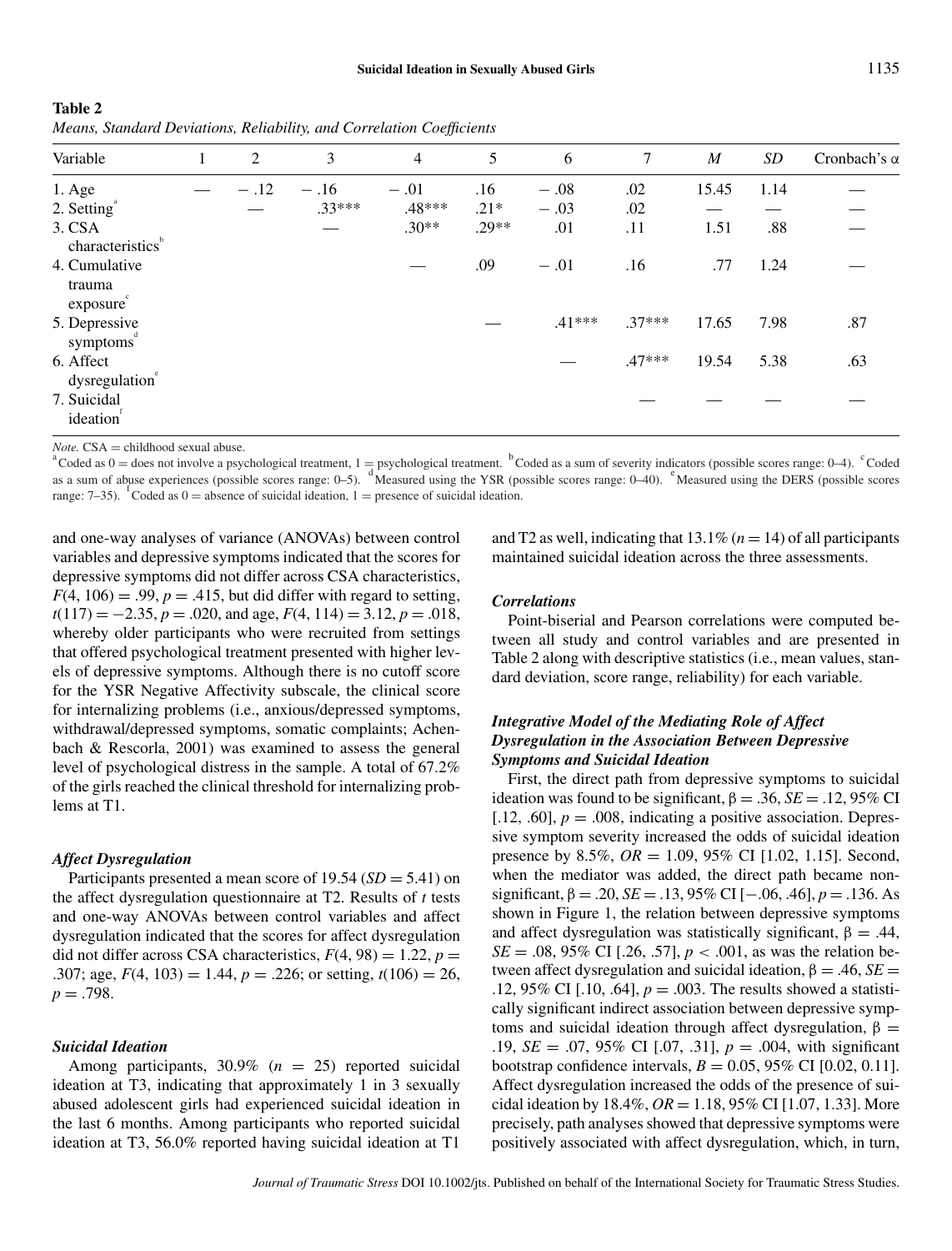**Table 2**
*Means, Standard Deviations, Reliability, and Correlation Coefficients*

| Variable | 1 | 2 | 3 | 4 | 5 | 6 | 7 | *M* | *SD* | Cronbach's α |
|---|---|---|---|---|---|---|---|---|---|---|
| 1. Age | — | −.12 | −.16 | −.01 | .16 | −.08 | .02 | 15.45 | 1.14 | — |
| 2. Setting[a] | | — | .33*** | .48*** | .21* | −.03 | .02 | — | — | — |
| 3. CSA characteristics[b] | | | — | .30** | .29** | .01 | .11 | 1.51 | .88 | — |
| 4. Cumulative trauma exposure[c] | | | | — | .09 | −.01 | .16 | .77 | 1.24 | — |
| 5. Depressive symptoms[d] | | | | | — | .41*** | .37*** | 17.65 | 7.98 | .87 |
| 6. Affect dysregulation[e] | | | | | | — | .47*** | 19.54 | 5.38 | .63 |
| 7. Suicidal ideation[f] | | | | | | | — | — | — | — |

*Note.* CSA = childhood sexual abuse.
[a]Coded as 0 = does not involve a psychological treatment, 1 = psychological treatment. [b]Coded as a sum of severity indicators (possible scores range: 0–4). [c]Coded as a sum of abuse experiences (possible scores range: 0–5). [d]Measured using the YSR (possible scores range: 0–40). [e]Measured using the DERS (possible scores range: 7–35). [f]Coded as 0 = absence of suicidal ideation, 1 = presence of suicidal ideation.

and one-way analyses of variance (ANOVAs) between control variables and depressive symptoms indicated that the scores for depressive symptoms did not differ across CSA characteristics, $F(4, 106) = .99$, $p = .415$, but did differ with regard to setting, $t(117) = -2.35$, $p = .020$, and age, $F(4, 114) = 3.12$, $p = .018$, whereby older participants who were recruited from settings that offered psychological treatment presented with higher levels of depressive symptoms. Although there is no cutoff score for the YSR Negative Affectivity subscale, the clinical score for internalizing problems (i.e., anxious/depressed symptoms, withdrawal/depressed symptoms, somatic complaints; Achenbach & Rescorla, 2001) was examined to assess the general level of psychological distress in the sample. A total of 67.2% of the girls reached the clinical threshold for internalizing problems at T1.

### *Affect Dysregulation*

Participants presented a mean score of 19.54 ($SD = 5.41$) on the affect dysregulation questionnaire at T2. Results of *t* tests and one-way ANOVAs between control variables and affect dysregulation indicated that the scores for affect dysregulation did not differ across CSA characteristics, $F(4, 98) = 1.22$, $p = .307$; age, $F(4, 103) = 1.44$, $p = .226$; or setting, $t(106) = 26$, $p = .798$.

### *Suicidal Ideation*

Among participants, 30.9% ($n = 25$) reported suicidal ideation at T3, indicating that approximately 1 in 3 sexually abused adolescent girls had experienced suicidal ideation in the last 6 months. Among participants who reported suicidal ideation at T3, 56.0% reported having suicidal ideation at T1 and T2 as well, indicating that 13.1% ($n = 14$) of all participants maintained suicidal ideation across the three assessments.

### *Correlations*

Point-biserial and Pearson correlations were computed between all study and control variables and are presented in Table 2 along with descriptive statistics (i.e., mean values, standard deviation, score range, reliability) for each variable.

### *Integrative Model of the Mediating Role of Affect Dysregulation in the Association Between Depressive Symptoms and Suicidal Ideation*

First, the direct path from depressive symptoms to suicidal ideation was found to be significant, $\beta = .36$, $SE = .12$, 95% CI [.12, .60], $p = .008$, indicating a positive association. Depressive symptom severity increased the odds of suicidal ideation presence by 8.5%, $OR = 1.09$, 95% CI [1.02, 1.15]. Second, when the mediator was added, the direct path became nonsignificant, $\beta = .20$, $SE = .13$, 95% CI [−.06, .46], $p = .136$. As shown in Figure 1, the relation between depressive symptoms and affect dysregulation was statistically significant, $\beta = .44$, $SE = .08$, 95% CI [.26, .57], $p < .001$, as was the relation between affect dysregulation and suicidal ideation, $\beta = .46$, $SE = .12$, 95% CI [.10, .64], $p = .003$. The results showed a statistically significant indirect association between depressive symptoms and suicidal ideation through affect dysregulation, $\beta = .19$, $SE = .07$, 95% CI [.07, .31], $p = .004$, with significant bootstrap confidence intervals, $B = 0.05$, 95% CI [0.02, 0.11]. Affect dysregulation increased the odds of the presence of suicidal ideation by 18.4%, $OR = 1.18$, 95% CI [1.07, 1.33]. More precisely, path analyses showed that depressive symptoms were positively associated with affect dysregulation, which, in turn,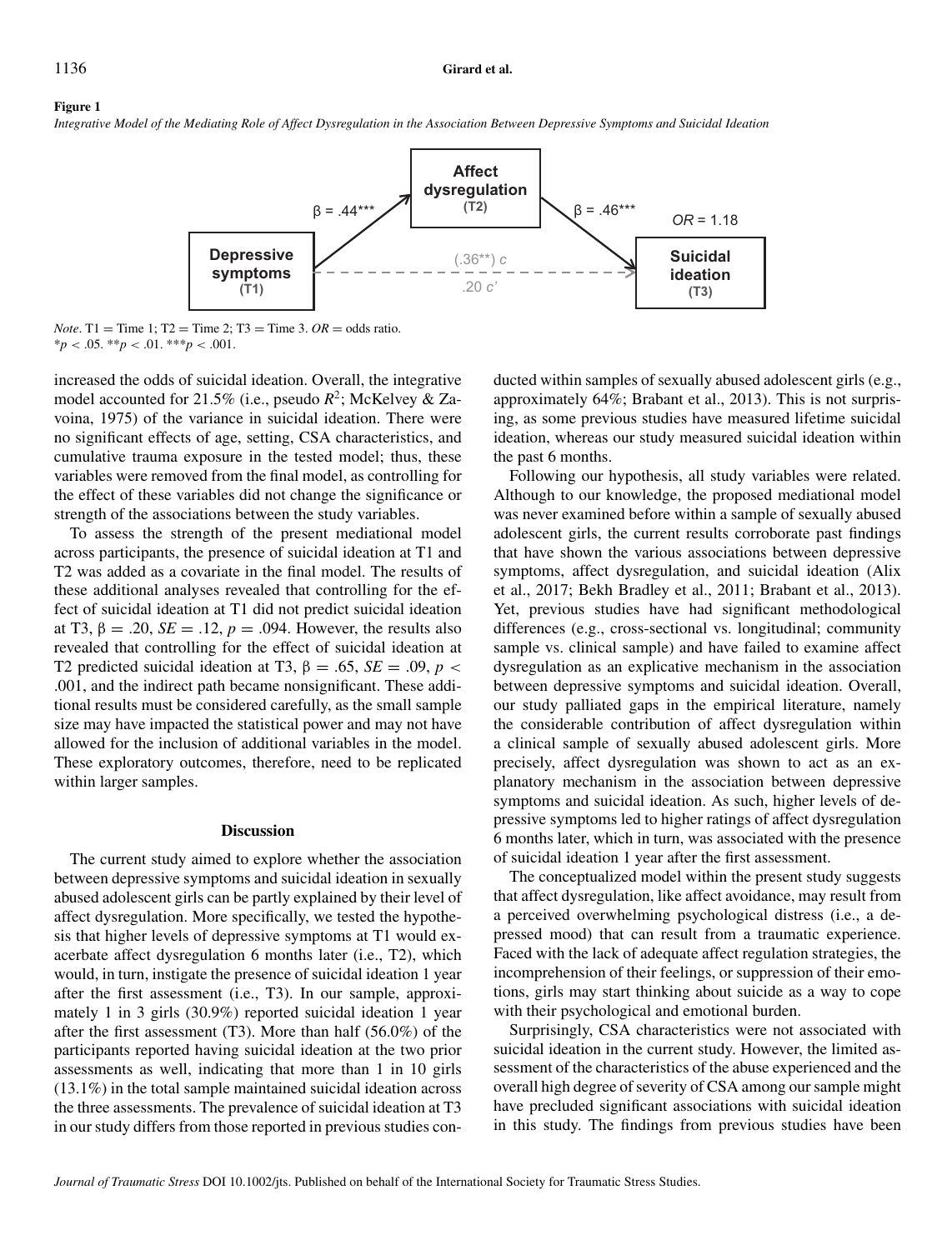**Figure 1**

*Integrative Model of the Mediating Role of Affect Dysregulation in the Association Between Depressive Symptoms and Suicidal Ideation*

*Note*. T1 = Time 1; T2 = Time 2; T3 = Time 3. *OR* = odds ratio.
$^{*}p < .05$. $^{**}p < .01$. $^{***}p < .001$.

increased the odds of suicidal ideation. Overall, the integrative model accounted for 21.5% (i.e., pseudo $R^2$; McKelvey & Zavoina, 1975) of the variance in suicidal ideation. There were no significant effects of age, setting, CSA characteristics, and cumulative trauma exposure in the tested model; thus, these variables were removed from the final model, as controlling for the effect of these variables did not change the significance or strength of the associations between the study variables.

To assess the strength of the present mediational model across participants, the presence of suicidal ideation at T1 and T2 was added as a covariate in the final model. The results of these additional analyses revealed that controlling for the effect of suicidal ideation at T1 did not predict suicidal ideation at T3, $\beta = .20$, $SE = .12$, $p = .094$. However, the results also revealed that controlling for the effect of suicidal ideation at T2 predicted suicidal ideation at T3, $\beta = .65$, $SE = .09$, $p < .001$, and the indirect path became nonsignificant. These additional results must be considered carefully, as the small sample size may have impacted the statistical power and may not have allowed for the inclusion of additional variables in the model. These exploratory outcomes, therefore, need to be replicated within larger samples.

## Discussion

The current study aimed to explore whether the association between depressive symptoms and suicidal ideation in sexually abused adolescent girls can be partly explained by their level of affect dysregulation. More specifically, we tested the hypothesis that higher levels of depressive symptoms at T1 would exacerbate affect dysregulation 6 months later (i.e., T2), which would, in turn, instigate the presence of suicidal ideation 1 year after the first assessment (i.e., T3). In our sample, approximately 1 in 3 girls (30.9%) reported suicidal ideation 1 year after the first assessment (T3). More than half (56.0%) of the participants reported having suicidal ideation at the two prior assessments as well, indicating that more than 1 in 10 girls (13.1%) in the total sample maintained suicidal ideation across the three assessments. The prevalence of suicidal ideation at T3 in our study differs from those reported in previous studies conducted within samples of sexually abused adolescent girls (e.g., approximately 64%; Brabant et al., 2013). This is not surprising, as some previous studies have measured lifetime suicidal ideation, whereas our study measured suicidal ideation within the past 6 months.

Following our hypothesis, all study variables were related. Although to our knowledge, the proposed mediational model was never examined before within a sample of sexually abused adolescent girls, the current results corroborate past findings that have shown the various associations between depressive symptoms, affect dysregulation, and suicidal ideation (Alix et al., 2017; Bekh Bradley et al., 2011; Brabant et al., 2013). Yet, previous studies have had significant methodological differences (e.g., cross-sectional vs. longitudinal; community sample vs. clinical sample) and have failed to examine affect dysregulation as an explicative mechanism in the association between depressive symptoms and suicidal ideation. Overall, our study palliated gaps in the empirical literature, namely the considerable contribution of affect dysregulation within a clinical sample of sexually abused adolescent girls. More precisely, affect dysregulation was shown to act as an explanatory mechanism in the association between depressive symptoms and suicidal ideation. As such, higher levels of depressive symptoms led to higher ratings of affect dysregulation 6 months later, which in turn, was associated with the presence of suicidal ideation 1 year after the first assessment.

The conceptualized model within the present study suggests that affect dysregulation, like affect avoidance, may result from a perceived overwhelming psychological distress (i.e., a depressed mood) that can result from a traumatic experience. Faced with the lack of adequate affect regulation strategies, the incomprehension of their feelings, or suppression of their emotions, girls may start thinking about suicide as a way to cope with their psychological and emotional burden.

Surprisingly, CSA characteristics were not associated with suicidal ideation in the current study. However, the limited assessment of the characteristics of the abuse experienced and the overall high degree of severity of CSA among our sample might have precluded significant associations with suicidal ideation in this study. The findings from previous studies have been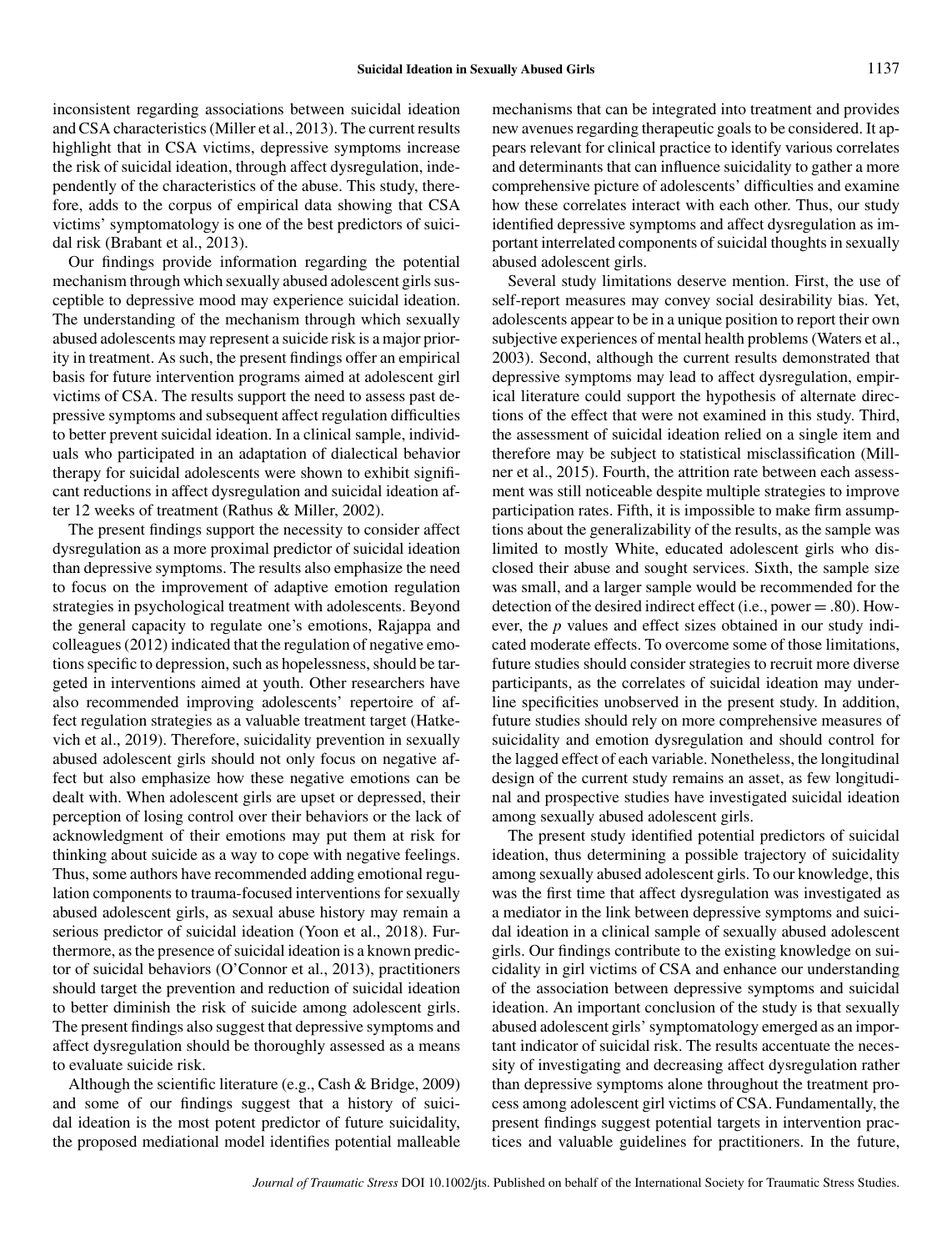inconsistent regarding associations between suicidal ideation and CSA characteristics (Miller et al., 2013). The current results highlight that in CSA victims, depressive symptoms increase the risk of suicidal ideation, through affect dysregulation, independently of the characteristics of the abuse. This study, therefore, adds to the corpus of empirical data showing that CSA victims' symptomatology is one of the best predictors of suicidal risk (Brabant et al., 2013).

Our findings provide information regarding the potential mechanism through which sexually abused adolescent girls susceptible to depressive mood may experience suicidal ideation. The understanding of the mechanism through which sexually abused adolescents may represent a suicide risk is a major priority in treatment. As such, the present findings offer an empirical basis for future intervention programs aimed at adolescent girl victims of CSA. The results support the need to assess past depressive symptoms and subsequent affect regulation difficulties to better prevent suicidal ideation. In a clinical sample, individuals who participated in an adaptation of dialectical behavior therapy for suicidal adolescents were shown to exhibit significant reductions in affect dysregulation and suicidal ideation after 12 weeks of treatment (Rathus & Miller, 2002).

The present findings support the necessity to consider affect dysregulation as a more proximal predictor of suicidal ideation than depressive symptoms. The results also emphasize the need to focus on the improvement of adaptive emotion regulation strategies in psychological treatment with adolescents. Beyond the general capacity to regulate one's emotions, Rajappa and colleagues (2012) indicated that the regulation of negative emotions specific to depression, such as hopelessness, should be targeted in interventions aimed at youth. Other researchers have also recommended improving adolescents' repertoire of affect regulation strategies as a valuable treatment target (Hatkevich et al., 2019). Therefore, suicidality prevention in sexually abused adolescent girls should not only focus on negative affect but also emphasize how these negative emotions can be dealt with. When adolescent girls are upset or depressed, their perception of losing control over their behaviors or the lack of acknowledgment of their emotions may put them at risk for thinking about suicide as a way to cope with negative feelings. Thus, some authors have recommended adding emotional regulation components to trauma-focused interventions for sexually abused adolescent girls, as sexual abuse history may remain a serious predictor of suicidal ideation (Yoon et al., 2018). Furthermore, as the presence of suicidal ideation is a known predictor of suicidal behaviors (O'Connor et al., 2013), practitioners should target the prevention and reduction of suicidal ideation to better diminish the risk of suicide among adolescent girls. The present findings also suggest that depressive symptoms and affect dysregulation should be thoroughly assessed as a means to evaluate suicide risk.

Although the scientific literature (e.g., Cash & Bridge, 2009) and some of our findings suggest that a history of suicidal ideation is the most potent predictor of future suicidality, the proposed mediational model identifies potential malleable mechanisms that can be integrated into treatment and provides new avenues regarding therapeutic goals to be considered. It appears relevant for clinical practice to identify various correlates and determinants that can influence suicidality to gather a more comprehensive picture of adolescents' difficulties and examine how these correlates interact with each other. Thus, our study identified depressive symptoms and affect dysregulation as important interrelated components of suicidal thoughts in sexually abused adolescent girls.

Several study limitations deserve mention. First, the use of self-report measures may convey social desirability bias. Yet, adolescents appear to be in a unique position to report their own subjective experiences of mental health problems (Waters et al., 2003). Second, although the current results demonstrated that depressive symptoms may lead to affect dysregulation, empirical literature could support the hypothesis of alternate directions of the effect that were not examined in this study. Third, the assessment of suicidal ideation relied on a single item and therefore may be subject to statistical misclassification (Millner et al., 2015). Fourth, the attrition rate between each assessment was still noticeable despite multiple strategies to improve participation rates. Fifth, it is impossible to make firm assumptions about the generalizability of the results, as the sample was limited to mostly White, educated adolescent girls who disclosed their abuse and sought services. Sixth, the sample size was small, and a larger sample would be recommended for the detection of the desired indirect effect (i.e., power = .80). However, the *p* values and effect sizes obtained in our study indicated moderate effects. To overcome some of those limitations, future studies should consider strategies to recruit more diverse participants, as the correlates of suicidal ideation may underline specificities unobserved in the present study. In addition, future studies should rely on more comprehensive measures of suicidality and emotion dysregulation and should control for the lagged effect of each variable. Nonetheless, the longitudinal design of the current study remains an asset, as few longitudinal and prospective studies have investigated suicidal ideation among sexually abused adolescent girls.

The present study identified potential predictors of suicidal ideation, thus determining a possible trajectory of suicidality among sexually abused adolescent girls. To our knowledge, this was the first time that affect dysregulation was investigated as a mediator in the link between depressive symptoms and suicidal ideation in a clinical sample of sexually abused adolescent girls. Our findings contribute to the existing knowledge on suicidality in girl victims of CSA and enhance our understanding of the association between depressive symptoms and suicidal ideation. An important conclusion of the study is that sexually abused adolescent girls' symptomatology emerged as an important indicator of suicidal risk. The results accentuate the necessity of investigating and decreasing affect dysregulation rather than depressive symptoms alone throughout the treatment process among adolescent girl victims of CSA. Fundamentally, the present findings suggest potential targets in intervention practices and valuable guidelines for practitioners. In the future,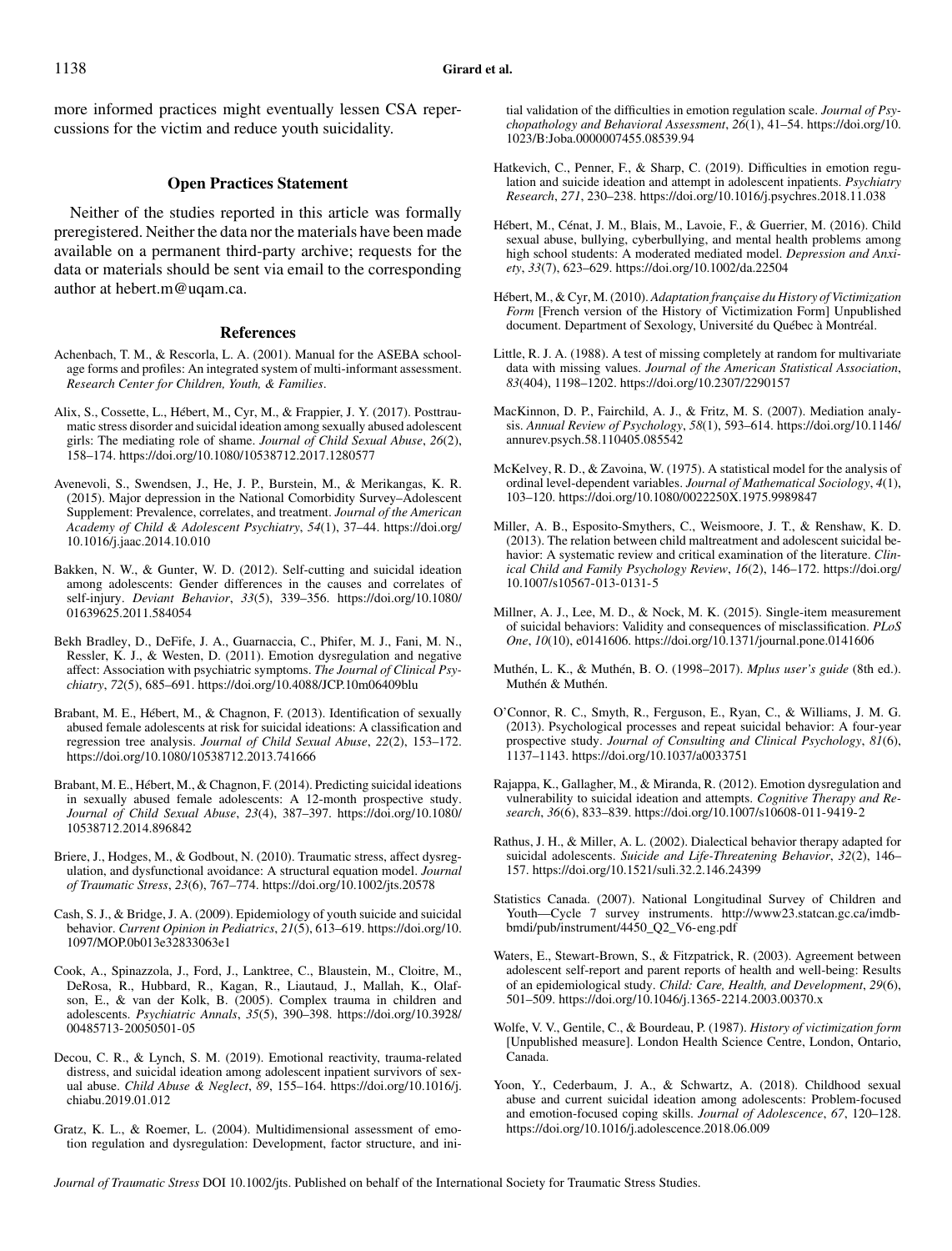more informed practices might eventually lessen CSA repercussions for the victim and reduce youth suicidality.

## Open Practices Statement

Neither of the studies reported in this article was formally preregistered. Neither the data nor the materials have been made available on a permanent third-party archive; requests for the data or materials should be sent via email to the corresponding author at hebert.m@uqam.ca.

## References

Achenbach, T. M., & Rescorla, L. A. (2001). Manual for the ASEBA school-age forms and profiles: An integrated system of multi-informant assessment. *Research Center for Children, Youth, & Families*.

Alix, S., Cossette, L., Hébert, M., Cyr, M., & Frappier, J. Y. (2017). Posttraumatic stress disorder and suicidal ideation among sexually abused adolescent girls: The mediating role of shame. *Journal of Child Sexual Abuse*, *26*(2), 158–174. https://doi.org/10.1080/10538712.2017.1280577

Avenevoli, S., Swendsen, J., He, J. P., Burstein, M., & Merikangas, K. R. (2015). Major depression in the National Comorbidity Survey–Adolescent Supplement: Prevalence, correlates, and treatment. *Journal of the American Academy of Child & Adolescent Psychiatry*, *54*(1), 37–44. https://doi.org/10.1016/j.jaac.2014.10.010

Bakken, N. W., & Gunter, W. D. (2012). Self-cutting and suicidal ideation among adolescents: Gender differences in the causes and correlates of self-injury. *Deviant Behavior*, *33*(5), 339–356. https://doi.org/10.1080/01639625.2011.584054

Bekh Bradley, D., DeFife, J. A., Guarnaccia, C., Phifer, M. J., Fani, M. N., Ressler, K. J., & Westen, D. (2011). Emotion dysregulation and negative affect: Association with psychiatric symptoms. *The Journal of Clinical Psychiatry*, *72*(5), 685–691. https://doi.org/10.4088/JCP.10m06409blu

Brabant, M. E., Hébert, M., & Chagnon, F. (2013). Identification of sexually abused female adolescents at risk for suicidal ideations: A classification and regression tree analysis. *Journal of Child Sexual Abuse*, *22*(2), 153–172. https://doi.org/10.1080/10538712.2013.741666

Brabant, M. E., Hébert, M., & Chagnon, F. (2014). Predicting suicidal ideations in sexually abused female adolescents: A 12-month prospective study. *Journal of Child Sexual Abuse*, *23*(4), 387–397. https://doi.org/10.1080/10538712.2014.896842

Briere, J., Hodges, M., & Godbout, N. (2010). Traumatic stress, affect dysregulation, and dysfunctional avoidance: A structural equation model. *Journal of Traumatic Stress*, *23*(6), 767–774. https://doi.org/10.1002/jts.20578

Cash, S. J., & Bridge, J. A. (2009). Epidemiology of youth suicide and suicidal behavior. *Current Opinion in Pediatrics*, *21*(5), 613–619. https://doi.org/10.1097/MOP.0b013e32833063e1

Cook, A., Spinazzola, J., Ford, J., Lanktree, C., Blaustein, M., Cloitre, M., DeRosa, R., Hubbard, R., Kagan, R., Liautaud, J., Mallah, K., Olafson, E., & van der Kolk, B. (2005). Complex trauma in children and adolescents. *Psychiatric Annals*, *35*(5), 390–398. https://doi.org/10.3928/00485713-20050501-05

Decou, C. R., & Lynch, S. M. (2019). Emotional reactivity, trauma-related distress, and suicidal ideation among adolescent inpatient survivors of sexual abuse. *Child Abuse & Neglect*, *89*, 155–164. https://doi.org/10.1016/j.chiabu.2019.01.012

Gratz, K. L., & Roemer, L. (2004). Multidimensional assessment of emotion regulation and dysregulation: Development, factor structure, and initial validation of the difficulties in emotion regulation scale. *Journal of Psychopathology and Behavioral Assessment*, *26*(1), 41–54. https://doi.org/10.1023/B:Joba.0000007455.08539.94

Hatkevich, C., Penner, F., & Sharp, C. (2019). Difficulties in emotion regulation and suicide ideation and attempt in adolescent inpatients. *Psychiatry Research*, *271*, 230–238. https://doi.org/10.1016/j.psychres.2018.11.038

Hébert, M., Cénat, J. M., Blais, M., Lavoie, F., & Guerrier, M. (2016). Child sexual abuse, bullying, cyberbullying, and mental health problems among high school students: A moderated mediated model. *Depression and Anxiety*, *33*(7), 623–629. https://doi.org/10.1002/da.22504

Hébert, M., & Cyr, M. (2010). *Adaptation française du History of Victimization Form* [French version of the History of Victimization Form] Unpublished document. Department of Sexology, Université du Québec à Montréal.

Little, R. J. A. (1988). A test of missing completely at random for multivariate data with missing values. *Journal of the American Statistical Association*, *83*(404), 1198–1202. https://doi.org/10.2307/2290157

MacKinnon, D. P., Fairchild, A. J., & Fritz, M. S. (2007). Mediation analysis. *Annual Review of Psychology*, *58*(1), 593–614. https://doi.org/10.1146/annurev.psych.58.110405.085542

McKelvey, R. D., & Zavoina, W. (1975). A statistical model for the analysis of ordinal level-dependent variables. *Journal of Mathematical Sociology*, *4*(1), 103–120. https://doi.org/10.1080/0022250X.1975.9989847

Miller, A. B., Esposito-Smythers, C., Weismoore, J. T., & Renshaw, K. D. (2013). The relation between child maltreatment and adolescent suicidal behavior: A systematic review and critical examination of the literature. *Clinical Child and Family Psychology Review*, *16*(2), 146–172. https://doi.org/10.1007/s10567-013-0131-5

Millner, A. J., Lee, M. D., & Nock, M. K. (2015). Single-item measurement of suicidal behaviors: Validity and consequences of misclassification. *PLoS One*, *10*(10), e0141606. https://doi.org/10.1371/journal.pone.0141606

Muthén, L. K., & Muthén, B. O. (1998–2017). *Mplus user's guide* (8th ed.). Muthén & Muthén.

O'Connor, R. C., Smyth, R., Ferguson, E., Ryan, C., & Williams, J. M. G. (2013). Psychological processes and repeat suicidal behavior: A four-year prospective study. *Journal of Consulting and Clinical Psychology*, *81*(6), 1137–1143. https://doi.org/10.1037/a0033751

Rajappa, K., Gallagher, M., & Miranda, R. (2012). Emotion dysregulation and vulnerability to suicidal ideation and attempts. *Cognitive Therapy and Research*, *36*(6), 833–839. https://doi.org/10.1007/s10608-011-9419-2

Rathus, J. H., & Miller, A. L. (2002). Dialectical behavior therapy adapted for suicidal adolescents. *Suicide and Life-Threatening Behavior*, *32*(2), 146–157. https://doi.org/10.1521/suli.32.2.146.24399

Statistics Canada. (2007). National Longitudinal Survey of Children and Youth—Cycle 7 survey instruments. http://www23.statcan.gc.ca/imdb-bmdi/pub/instrument/4450_Q2_V6-eng.pdf

Waters, E., Stewart-Brown, S., & Fitzpatrick, R. (2003). Agreement between adolescent self-report and parent reports of health and well-being: Results of an epidemiological study. *Child: Care, Health, and Development*, *29*(6), 501–509. https://doi.org/10.1046/j.1365-2214.2003.00370.x

Wolfe, V. V., Gentile, C., & Bourdeau, P. (1987). *History of victimization form* [Unpublished measure]. London Health Science Centre, London, Ontario, Canada.

Yoon, Y., Cederbaum, J. A., & Schwartz, A. (2018). Childhood sexual abuse and current suicidal ideation among adolescents: Problem-focused and emotion-focused coping skills. *Journal of Adolescence*, *67*, 120–128. https://doi.org/10.1016/j.adolescence.2018.06.009